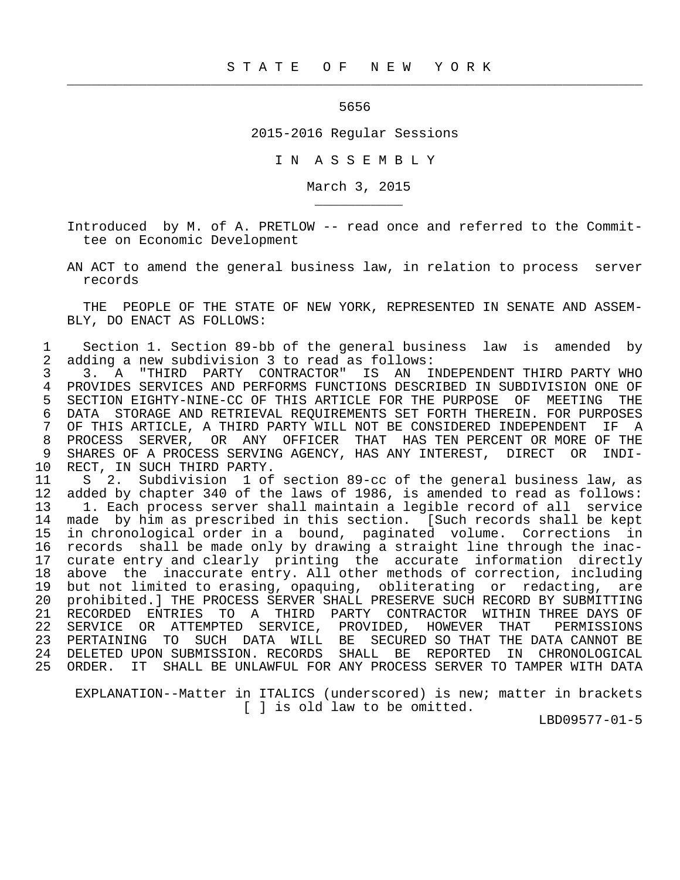STATE OF NEW YORK

5656

2015-2016 Regular Sessions

IN ASSEMBLY

March 3, 2015

Introduced by M. of A. PRETLOW -- read once and referred to the Committee on Economic Development

AN ACT to amend the general business law, in relation to process server records

THE PEOPLE OF THE STATE OF NEW YORK, REPRESENTED IN SENATE AND ASSEMBLY, DO ENACT AS FOLLOWS:

Section 1. Section 89-bb of the general business law is amended by adding a new subdivision 3 to read as follows:

3. A "THIRD PARTY CONTRACTOR" IS AN INDEPENDENT THIRD PARTY WHO PROVIDES SERVICES AND PERFORMS FUNCTIONS DESCRIBED IN SUBDIVISION ONE OF SECTION EIGHTY-NINE-CC OF THIS ARTICLE FOR THE PURPOSE OF MEETING THE DATA STORAGE AND RETRIEVAL REQUIREMENTS SET FORTH THEREIN. FOR PURPOSES OF THIS ARTICLE, A THIRD PARTY WILL NOT BE CONSIDERED INDEPENDENT IF A PROCESS SERVER, OR ANY OFFICER THAT HAS TEN PERCENT OR MORE OF THE SHARES OF A PROCESS SERVING AGENCY, HAS ANY INTEREST, DIRECT OR INDIRECT, IN SUCH THIRD PARTY.

S 2. Subdivision 1 of section 89-cc of the general business law, as added by chapter 340 of the laws of 1986, is amended to read as follows:

1. Each process server shall maintain a legible record of all service made by him as prescribed in this section. [Such records shall be kept in chronological order in a bound, paginated volume. Corrections in records shall be made only by drawing a straight line through the inaccurate entry and clearly printing the accurate information directly above the inaccurate entry. All other methods of correction, including but not limited to erasing, opaquing, obliterating or redacting, are prohibited.] THE PROCESS SERVER SHALL PRESERVE SUCH RECORD BY SUBMITTING RECORDED ENTRIES TO A THIRD PARTY CONTRACTOR WITHIN THREE DAYS OF SERVICE OR ATTEMPTED SERVICE, PROVIDED, HOWEVER THAT PERMISSIONS PERTAINING TO SUCH DATA WILL BE SECURED SO THAT THE DATA CANNOT BE DELETED UPON SUBMISSION. RECORDS SHALL BE REPORTED IN CHRONOLOGICAL ORDER. IT SHALL BE UNLAWFUL FOR ANY PROCESS SERVER TO TAMPER WITH DATA

EXPLANATION--Matter in ITALICS (underscored) is new; matter in brackets [ ] is old law to be omitted.

LBD09577-01-5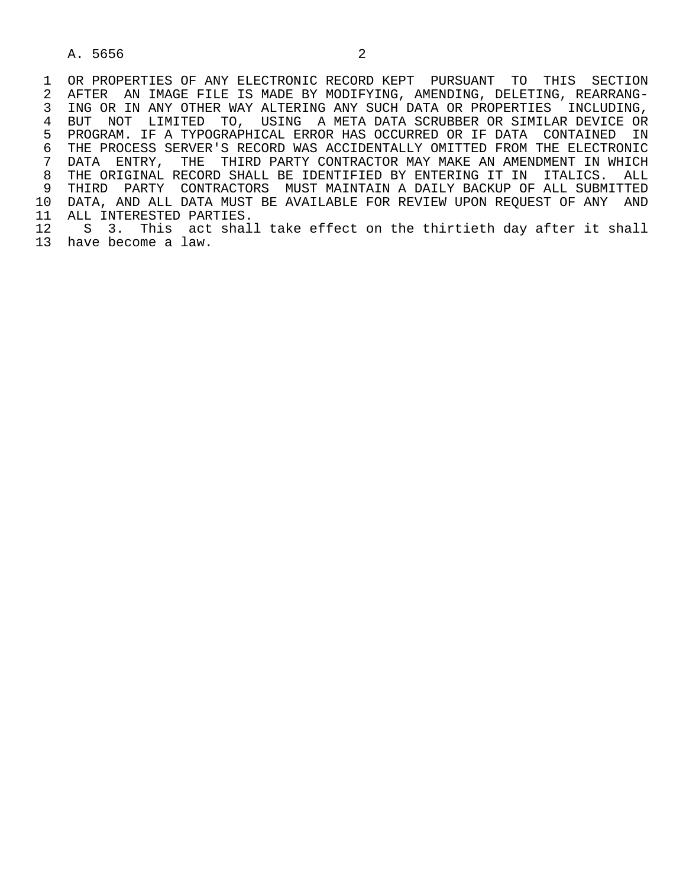OR PROPERTIES OF ANY ELECTRONIC RECORD KEPT PURSUANT TO THIS SECTION AFTER AN IMAGE FILE IS MADE BY MODIFYING, AMENDING, DELETING, REARRANGING OR IN ANY OTHER WAY ALTERING ANY SUCH DATA OR PROPERTIES INCLUDING, BUT NOT LIMITED TO, USING A META DATA SCRUBBER OR SIMILAR DEVICE OR PROGRAM. IF A TYPOGRAPHICAL ERROR HAS OCCURRED OR IF DATA CONTAINED IN THE PROCESS SERVER'S RECORD WAS ACCIDENTALLY OMITTED FROM THE ELECTRONIC DATA ENTRY, THE THIRD PARTY CONTRACTOR MAY MAKE AN AMENDMENT IN WHICH THE ORIGINAL RECORD SHALL BE IDENTIFIED BY ENTERING IT IN ITALICS. ALL THIRD PARTY CONTRACTORS MUST MAINTAIN A DAILY BACKUP OF ALL SUBMITTED DATA, AND ALL DATA MUST BE AVAILABLE FOR REVIEW UPON REQUEST OF ANY AND ALL INTERESTED PARTIES.

S 3. This act shall take effect on the thirtieth day after it shall have become a law.